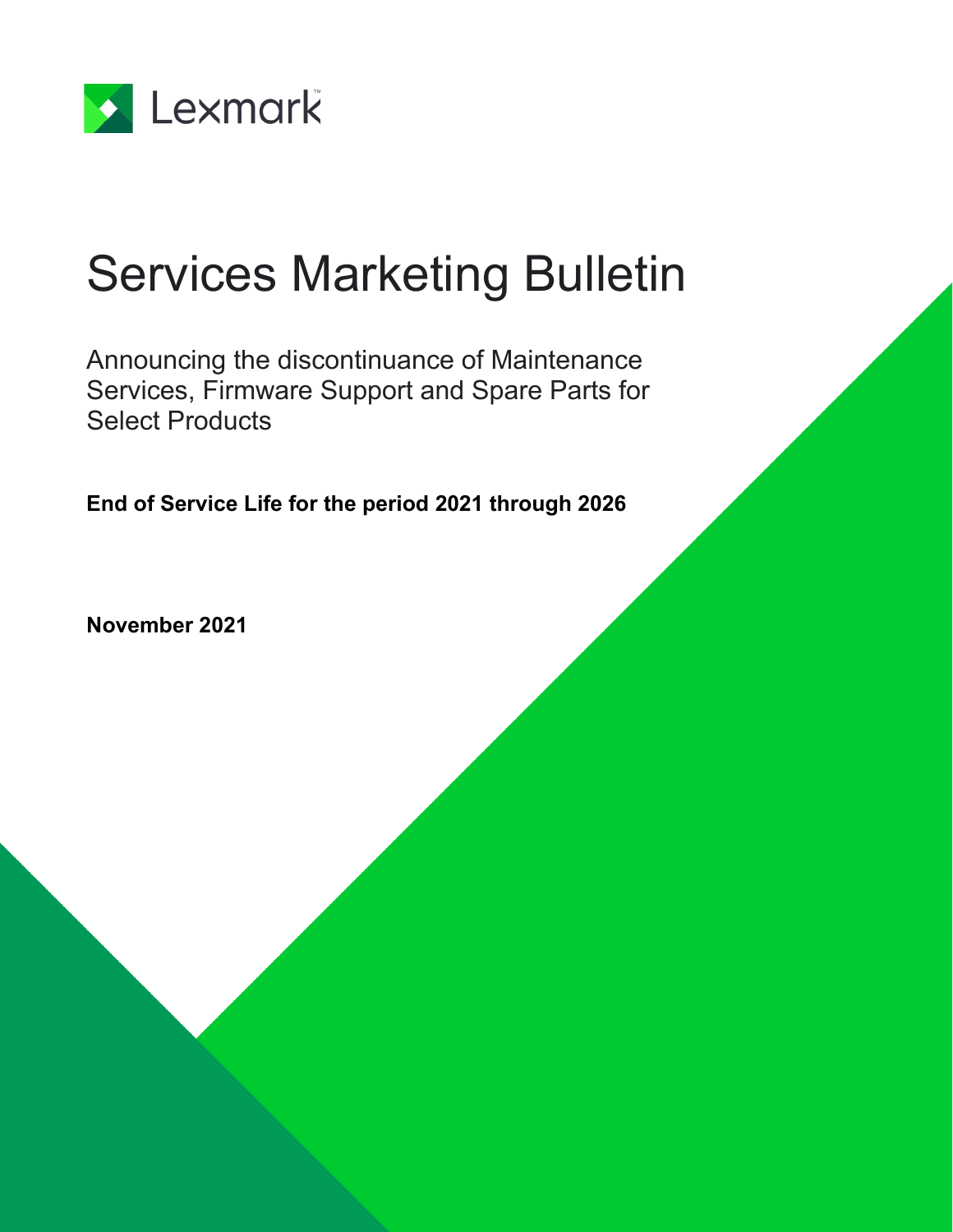Lexmark

# Services Marketing Bulletin

## Announcing the discontinuance of Maintenance Services, Firmware Support and Spare Parts for Select Products

**End of Service Life for the period 2021 through 2026**

**November 2021**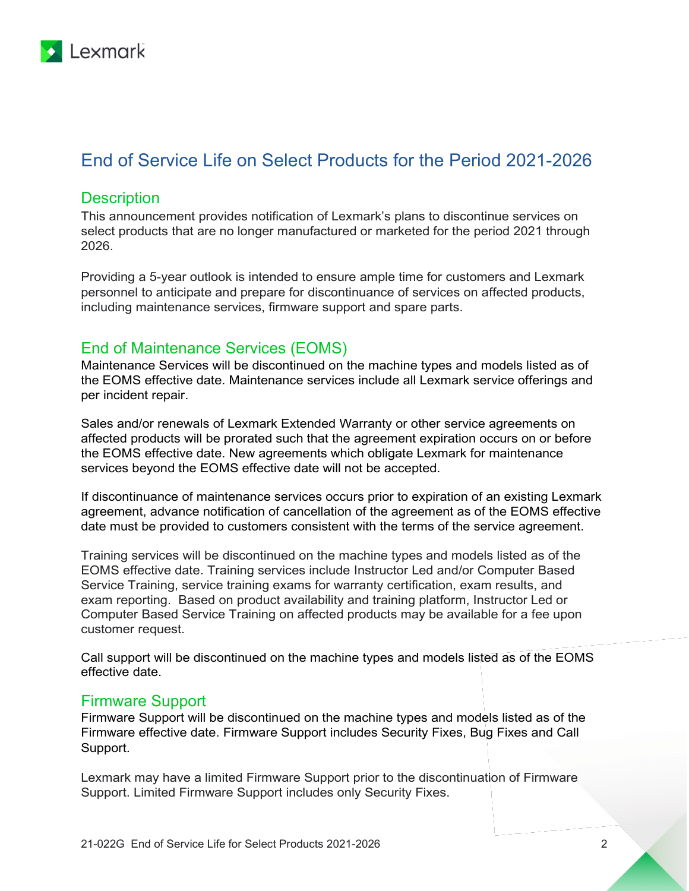# End of Service Life on Select Products for the Period 2021-2026

## Description

This announcement provides notification of Lexmark's plans to discontinue services on select products that are no longer manufactured or marketed for the period 2021 through 2026.

Providing a 5-year outlook is intended to ensure ample time for customers and Lexmark personnel to anticipate and prepare for discontinuance of services on affected products, including maintenance services, firmware support and spare parts.

## End of Maintenance Services (EOMS)

Maintenance Services will be discontinued on the machine types and models listed as of the EOMS effective date. Maintenance services include all Lexmark service offerings and per incident repair.

Sales and/or renewals of Lexmark Extended Warranty or other service agreements on affected products will be prorated such that the agreement expiration occurs on or before the EOMS effective date. New agreements which obligate Lexmark for maintenance services beyond the EOMS effective date will not be accepted.

If discontinuance of maintenance services occurs prior to expiration of an existing Lexmark agreement, advance notification of cancellation of the agreement as of the EOMS effective date must be provided to customers consistent with the terms of the service agreement.

Training services will be discontinued on the machine types and models listed as of the EOMS effective date. Training services include Instructor Led and/or Computer Based Service Training, service training exams for warranty certification, exam results, and exam reporting. Based on product availability and training platform, Instructor Led or Computer Based Service Training on affected products may be available for a fee upon customer request.

Call support will be discontinued on the machine types and models listed as of the EOMS effective date.

## Firmware Support

Firmware Support will be discontinued on the machine types and models listed as of the Firmware effective date. Firmware Support includes Security Fixes, Bug Fixes and Call Support.

Lexmark may have a limited Firmware Support prior to the discontinuation of Firmware Support. Limited Firmware Support includes only Security Fixes.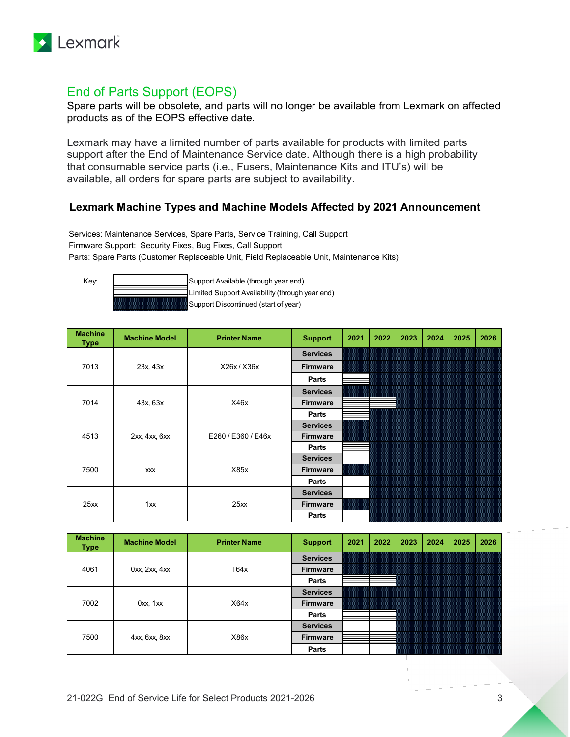## End of Parts Support (EOPS)

Spare parts will be obsolete, and parts will no longer be available from Lexmark on affected products as of the EOPS effective date.

Lexmark may have a limited number of parts available for products with limited parts support after the End of Maintenance Service date. Although there is a high probability that consumable service parts (i.e., Fusers, Maintenance Kits and ITU's) will be available, all orders for spare parts are subject to availability.

### Lexmark Machine Types and Machine Models Affected by 2021 Announcement

Services: Maintenance Services, Spare Parts, Service Training, Call Support
Firmware Support: Security Fixes, Bug Fixes, Call Support
Parts: Spare Parts (Customer Replaceable Unit, Field Replaceable Unit, Maintenance Kits)

Key:

- Available = Support Available (through year end)
- Limited = Limited Support Availability (through year end)
- Discontinued = Support Discontinued (start of year)

| Machine Type | Machine Model | Printer Name | Support | 2021 | 2022 | 2023 | 2024 | 2025 | 2026 |
|---|---|---|---|---|---|---|---|---|---|
| 7013 | 23x, 43x | X26x / X36x | Services | Discontinued | Discontinued | Discontinued | Discontinued | Discontinued | Discontinued |
| | | | Firmware | Discontinued | Discontinued | Discontinued | Discontinued | Discontinued | Discontinued |
| | | | Parts | Limited | Discontinued | Discontinued | Discontinued | Discontinued | Discontinued |
| 7014 | 43x, 63x | X46x | Services | Discontinued | Discontinued | Discontinued | Discontinued | Discontinued | Discontinued |
| | | | Firmware | Limited | Limited | Discontinued | Discontinued | Discontinued | Discontinued |
| | | | Parts | Limited | Discontinued | Discontinued | Discontinued | Discontinued | Discontinued |
| 4513 | 2xx, 4xx, 6xx | E260 / E360 / E46x | Services | Discontinued | Discontinued | Discontinued | Discontinued | Discontinued | Discontinued |
| | | | Firmware | Discontinued | Discontinued | Discontinued | Discontinued | Discontinued | Discontinued |
| | | | Parts | Limited | Discontinued | Discontinued | Discontinued | Discontinued | Discontinued |
| 7500 | xxx | X85x | Services | Available | Discontinued | Discontinued | Discontinued | Discontinued | Discontinued |
| | | | Firmware | Discontinued | Discontinued | Discontinued | Discontinued | Discontinued | Discontinued |
| | | | Parts | Available | Discontinued | Discontinued | Discontinued | Discontinued | Discontinued |
| 25xx | 1xx | 25xx | Services | Available | Discontinued | Discontinued | Discontinued | Discontinued | Discontinued |
| | | | Firmware | Discontinued | Discontinued | Discontinued | Discontinued | Discontinued | Discontinued |
| | | | Parts | Available | Discontinued | Discontinued | Discontinued | Discontinued | Discontinued |

| Machine Type | Machine Model | Printer Name | Support | 2021 | 2022 | 2023 | 2024 | 2025 | 2026 |
|---|---|---|---|---|---|---|---|---|---|
| 4061 | 0xx, 2xx, 4xx | T64x | Services | Discontinued | Discontinued | Discontinued | Discontinued | Discontinued | Discontinued |
| | | | Firmware | Discontinued | Discontinued | Discontinued | Discontinued | Discontinued | Discontinued |
| | | | Parts | Limited | Limited | Discontinued | Discontinued | Discontinued | Discontinued |
| 7002 | 0xx, 1xx | X64x | Services | Discontinued | Discontinued | Discontinued | Discontinued | Discontinued | Discontinued |
| | | | Firmware | Discontinued | Discontinued | Discontinued | Discontinued | Discontinued | Discontinued |
| | | | Parts | Limited | Limited | Discontinued | Discontinued | Discontinued | Discontinued |
| 7500 | 4xx, 6xx, 8xx | X86x | Services | Available | Available | Discontinued | Discontinued | Discontinued | Discontinued |
| | | | Firmware | Limited | Limited | Discontinued | Discontinued | Discontinued | Discontinued |
| | | | Parts | Available | Available | Discontinued | Discontinued | Discontinued | Discontinued |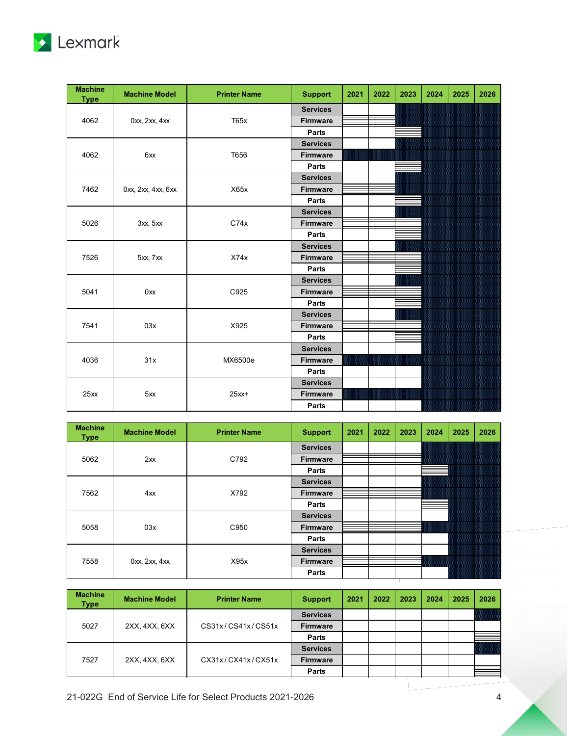| Machine Type | Machine Model | Printer Name | Support | 2021 | 2022 | 2023 | 2024 | 2025 | 2026 |
|---|---|---|---|---|---|---|---|---|---|
| 4062 | 0xx, 2xx, 4xx | T65x | Services | | | | | | |
| | | | Firmware | | | | | | |
| | | | Parts | | | | | | |
| 4062 | 6xx | T656 | Services | | | | | | |
| | | | Firmware | | | | | | |
| | | | Parts | | | | | | |
| 7462 | 0xx, 2xx, 4xx, 6xx | X65x | Services | | | | | | |
| | | | Firmware | | | | | | |
| | | | Parts | | | | | | |
| 5026 | 3xx, 5xx | C74x | Services | | | | | | |
| | | | Firmware | | | | | | |
| | | | Parts | | | | | | |
| 7526 | 5xx, 7xx | X74x | Services | | | | | | |
| | | | Firmware | | | | | | |
| | | | Parts | | | | | | |
| 5041 | 0xx | C925 | Services | | | | | | |
| | | | Firmware | | | | | | |
| | | | Parts | | | | | | |
| 7541 | 03x | X925 | Services | | | | | | |
| | | | Firmware | | | | | | |
| | | | Parts | | | | | | |
| 4036 | 31x | MX6500e | Services | | | | | | |
| | | | Firmware | | | | | | |
| | | | Parts | | | | | | |
| 25xx | 5xx | 25xx+ | Services | | | | | | |
| | | | Firmware | | | | | | |
| | | | Parts | | | | | | |

| Machine Type | Machine Model | Printer Name | Support | 2021 | 2022 | 2023 | 2024 | 2025 | 2026 |
|---|---|---|---|---|---|---|---|---|---|
| 5062 | 2xx | C792 | Services | | | | | | |
| | | | Firmware | | | | | | |
| | | | Parts | | | | | | |
| 7562 | 4xx | X792 | Services | | | | | | |
| | | | Firmware | | | | | | |
| | | | Parts | | | | | | |
| 5058 | 03x | C950 | Services | | | | | | |
| | | | Firmware | | | | | | |
| | | | Parts | | | | | | |
| 7558 | 0xx, 2xx, 4xx | X95x | Services | | | | | | |
| | | | Firmware | | | | | | |
| | | | Parts | | | | | | |

| Machine Type | Machine Model | Printer Name | Support | 2021 | 2022 | 2023 | 2024 | 2025 | 2026 |
|---|---|---|---|---|---|---|---|---|---|
| 5027 | 2XX, 4XX, 6XX | CS31x / CS41x / CS51x | Services | | | | | | |
| | | | Firmware | | | | | | |
| | | | Parts | | | | | | |
| 7527 | 2XX, 4XX, 6XX | CX31x / CX41x / CX51x | Services | | | | | | |
| | | | Firmware | | | | | | |
| | | | Parts | | | | | | |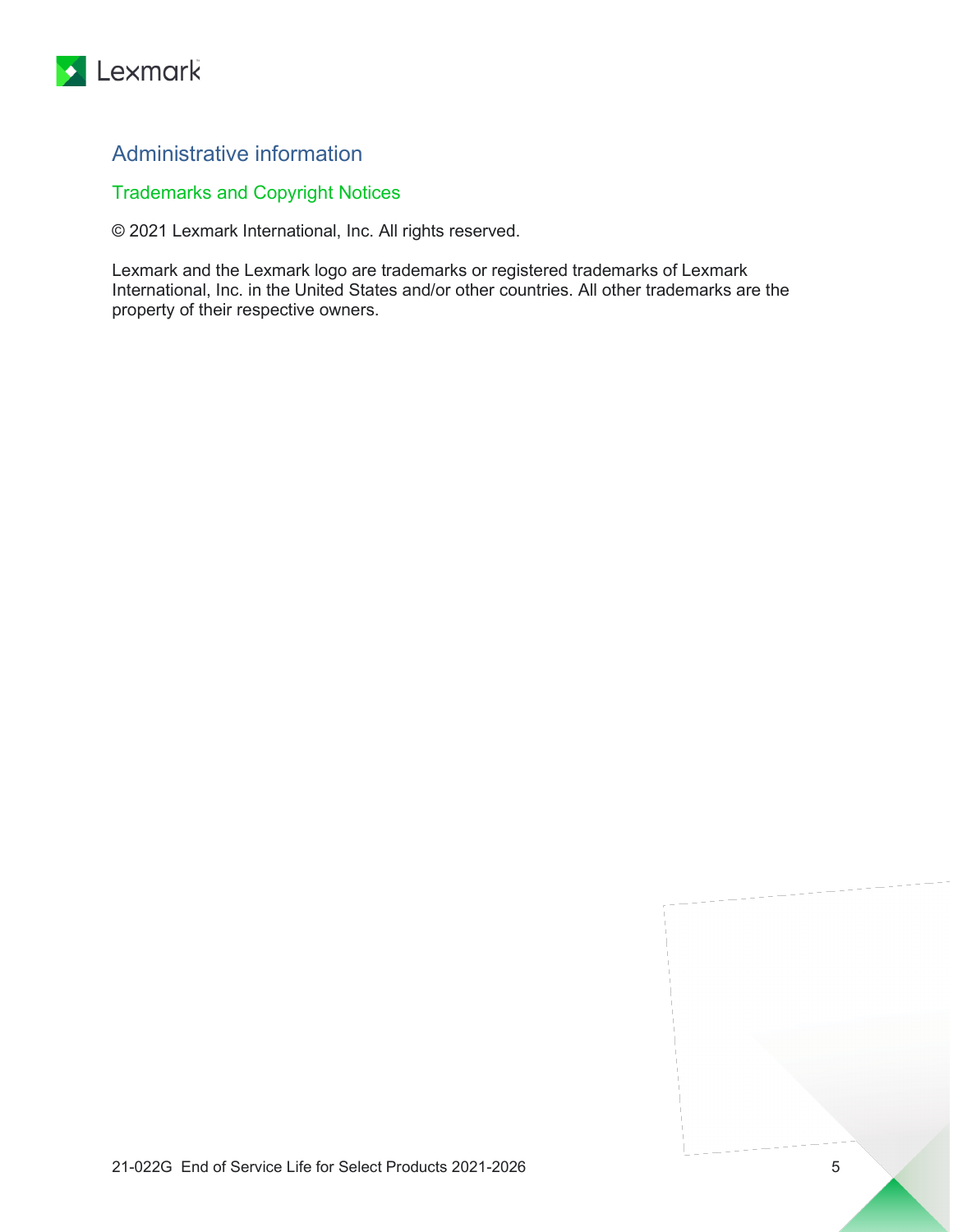## Administrative information

### Trademarks and Copyright Notices

© 2021 Lexmark International, Inc. All rights reserved.

Lexmark and the Lexmark logo are trademarks or registered trademarks of Lexmark International, Inc. in the United States and/or other countries. All other trademarks are the property of their respective owners.